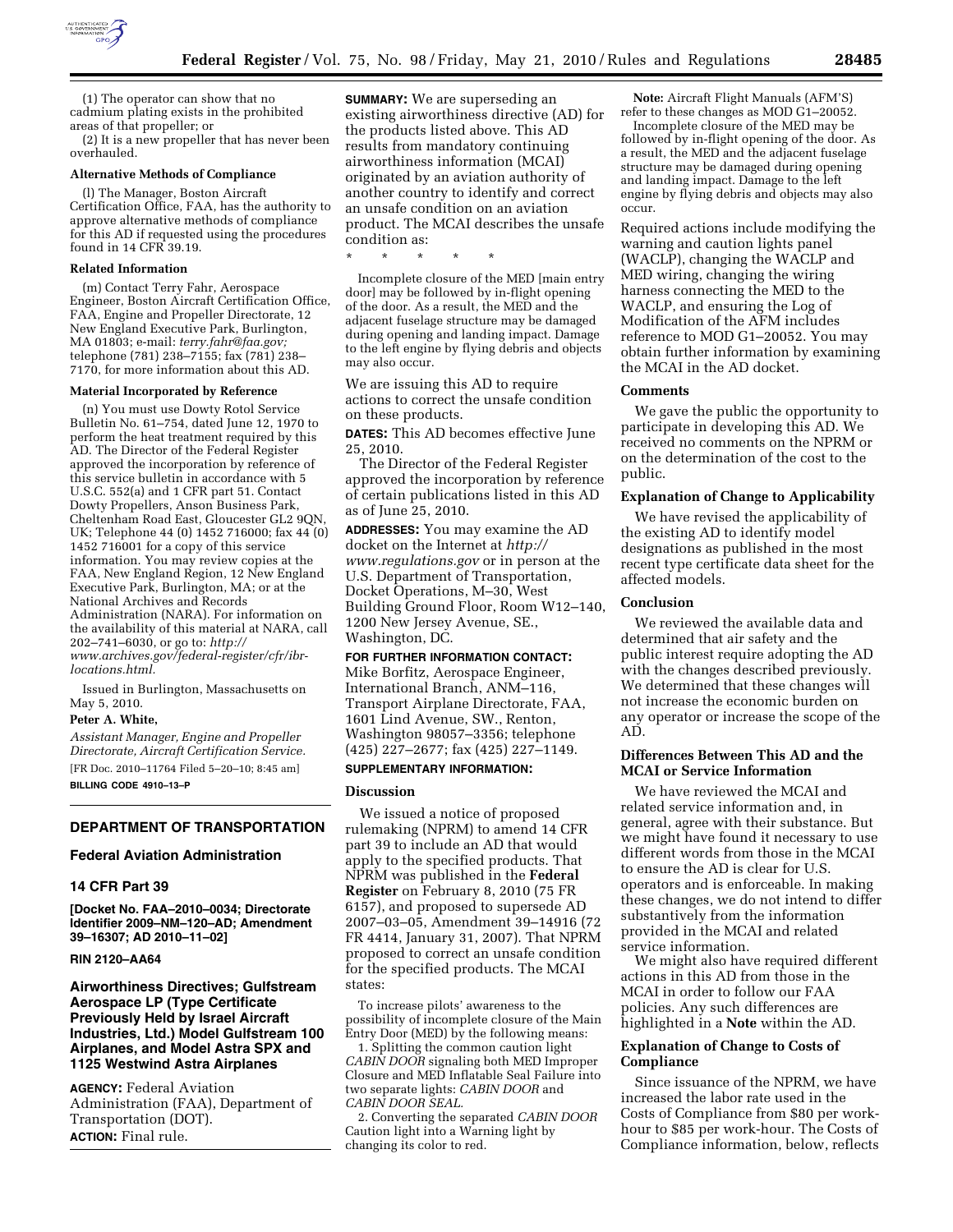(1) The operator can show that no cadmium plating exists in the prohibited areas of that propeller; or

(2) It is a new propeller that has never been overhauled.

**Alternative Methods of Compliance**

(l) The Manager, Boston Aircraft Certification Office, FAA, has the authority to approve alternative methods of compliance for this AD if requested using the procedures found in 14 CFR 39.19.

**Related Information**

(m) Contact Terry Fahr, Aerospace Engineer, Boston Aircraft Certification Office, FAA, Engine and Propeller Directorate, 12 New England Executive Park, Burlington, MA 01803; e-mail: *terry.fahr@faa.gov;* telephone (781) 238–7155; fax (781) 238–7170, for more information about this AD.

**Material Incorporated by Reference**

(n) You must use Dowty Rotol Service Bulletin No. 61–754, dated June 12, 1970 to perform the heat treatment required by this AD. The Director of the Federal Register approved the incorporation by reference of this service bulletin in accordance with 5 U.S.C. 552(a) and 1 CFR part 51. Contact Dowty Propellers, Anson Business Park, Cheltenham Road East, Gloucester GL2 9QN, UK; Telephone 44 (0) 1452 716000; fax 44 (0) 1452 716001 for a copy of this service information. You may review copies at the FAA, New England Region, 12 New England Executive Park, Burlington, MA; or at the National Archives and Records Administration (NARA). For information on the availability of this material at NARA, call 202–741–6030, or go to: *http://www.archives.gov/federal-register/cfr/ibr-locations.html.*

Issued in Burlington, Massachusetts on May 5, 2010.

**Peter A. White,**

*Assistant Manager, Engine and Propeller Directorate, Aircraft Certification Service.*

[FR Doc. 2010–11764 Filed 5–20–10; 8:45 am]

**BILLING CODE 4910–13–P**

## DEPARTMENT OF TRANSPORTATION

### Federal Aviation Administration

### 14 CFR Part 39

**[Docket No. FAA–2010–0034; Directorate Identifier 2009–NM–120–AD; Amendment 39–16307; AD 2010–11–02]**

**RIN 2120–AA64**

### Airworthiness Directives; Gulfstream Aerospace LP (Type Certificate Previously Held by Israel Aircraft Industries, Ltd.) Model Gulfstream 100 Airplanes, and Model Astra SPX and 1125 Westwind Astra Airplanes

**AGENCY:** Federal Aviation Administration (FAA), Department of Transportation (DOT).

**ACTION:** Final rule.

**SUMMARY:** We are superseding an existing airworthiness directive (AD) for the products listed above. This AD results from mandatory continuing airworthiness information (MCAI) originated by an aviation authority of another country to identify and correct an unsafe condition on an aviation product. The MCAI describes the unsafe condition as:

\* \* \* \* \*

Incomplete closure of the MED [main entry door] may be followed by in-flight opening of the door. As a result, the MED and the adjacent fuselage structure may be damaged during opening and landing impact. Damage to the left engine by flying debris and objects may also occur.

We are issuing this AD to require actions to correct the unsafe condition on these products.

**DATES:** This AD becomes effective June 25, 2010.

The Director of the Federal Register approved the incorporation by reference of certain publications listed in this AD as of June 25, 2010.

**ADDRESSES:** You may examine the AD docket on the Internet at *http://www.regulations.gov* or in person at the U.S. Department of Transportation, Docket Operations, M–30, West Building Ground Floor, Room W12–140, 1200 New Jersey Avenue, SE., Washington, DC.

**FOR FURTHER INFORMATION CONTACT:** Mike Borfitz, Aerospace Engineer, International Branch, ANM–116, Transport Airplane Directorate, FAA, 1601 Lind Avenue, SW., Renton, Washington 98057–3356; telephone (425) 227–2677; fax (425) 227–1149.

**SUPPLEMENTARY INFORMATION:**

**Discussion**

We issued a notice of proposed rulemaking (NPRM) to amend 14 CFR part 39 to include an AD that would apply to the specified products. That NPRM was published in the **Federal Register** on February 8, 2010 (75 FR 6157), and proposed to supersede AD 2007–03–05, Amendment 39–14916 (72 FR 4414, January 31, 2007). That NPRM proposed to correct an unsafe condition for the specified products. The MCAI states:

To increase pilots' awareness to the possibility of incomplete closure of the Main Entry Door (MED) by the following means:

1. Splitting the common caution light *CABIN DOOR* signaling both MED Improper Closure and MED Inflatable Seal Failure into two separate lights: *CABIN DOOR* and *CABIN DOOR SEAL.*

2. Converting the separated *CABIN DOOR* Caution light into a Warning light by changing its color to red.

**Note:** Aircraft Flight Manuals (AFM'S) refer to these changes as MOD G1–20052.

Incomplete closure of the MED may be followed by in-flight opening of the door. As a result, the MED and the adjacent fuselage structure may be damaged during opening and landing impact. Damage to the left engine by flying debris and objects may also occur.

Required actions include modifying the warning and caution lights panel (WACLP), changing the WACLP and MED wiring, changing the wiring harness connecting the MED to the WACLP, and ensuring the Log of Modification of the AFM includes reference to MOD G1–20052. You may obtain further information by examining the MCAI in the AD docket.

**Comments**

We gave the public the opportunity to participate in developing this AD. We received no comments on the NPRM or on the determination of the cost to the public.

**Explanation of Change to Applicability**

We have revised the applicability of the existing AD to identify model designations as published in the most recent type certificate data sheet for the affected models.

**Conclusion**

We reviewed the available data and determined that air safety and the public interest require adopting the AD with the changes described previously. We determined that these changes will not increase the economic burden on any operator or increase the scope of the AD.

**Differences Between This AD and the MCAI or Service Information**

We have reviewed the MCAI and related service information and, in general, agree with their substance. But we might have found it necessary to use different words from those in the MCAI to ensure the AD is clear for U.S. operators and is enforceable. In making these changes, we do not intend to differ substantively from the information provided in the MCAI and related service information.

We might also have required different actions in this AD from those in the MCAI in order to follow our FAA policies. Any such differences are highlighted in a **Note** within the AD.

**Explanation of Change to Costs of Compliance**

Since issuance of the NPRM, we have increased the labor rate used in the Costs of Compliance from $80 per work-hour to $85 per work-hour. The Costs of Compliance information, below, reflects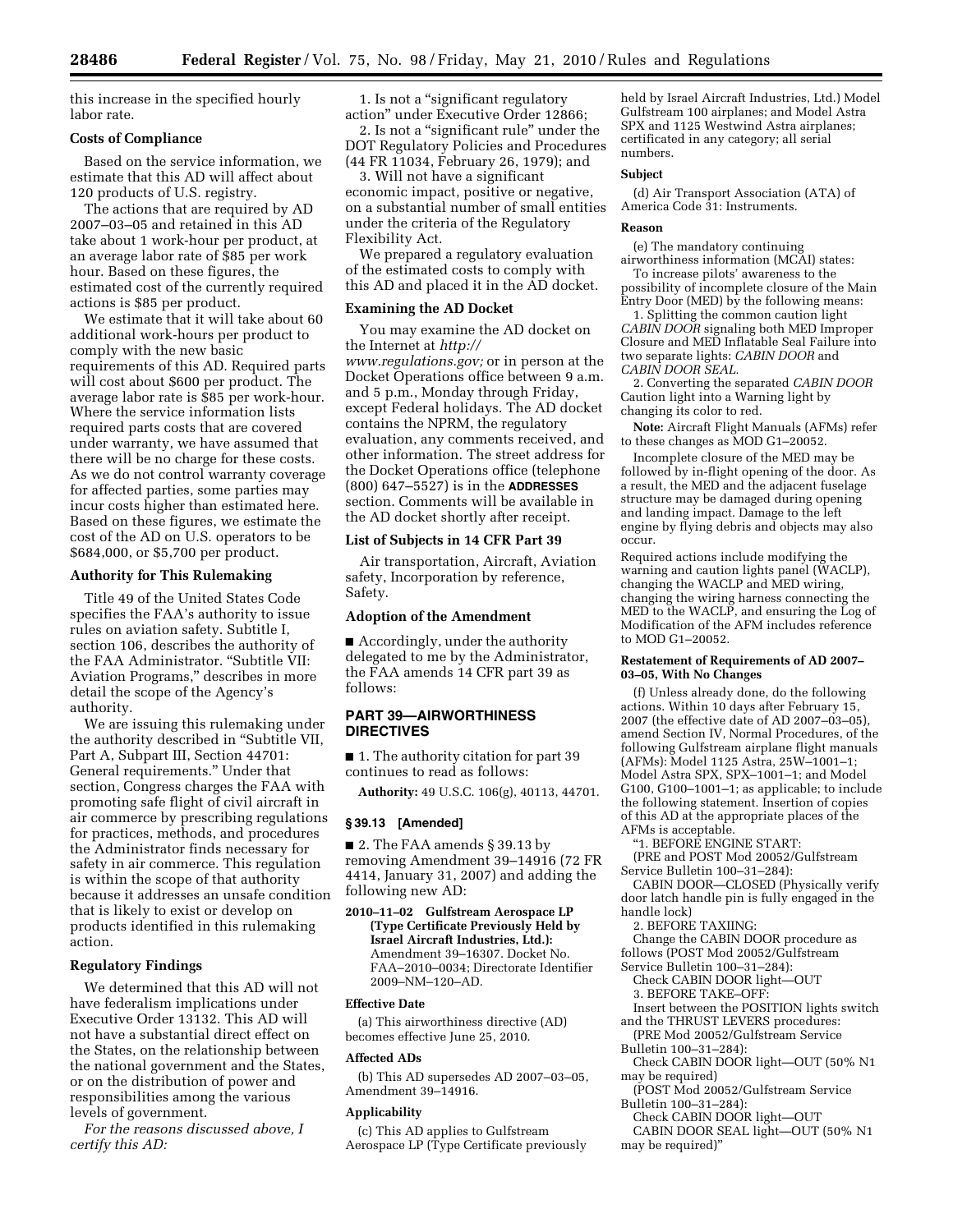this increase in the specified hourly labor rate.

### Costs of Compliance

Based on the service information, we estimate that this AD will affect about 120 products of U.S. registry.

The actions that are required by AD 2007–03–05 and retained in this AD take about 1 work-hour per product, at an average labor rate of $85 per work hour. Based on these figures, the estimated cost of the currently required actions is $85 per product.

We estimate that it will take about 60 additional work-hours per product to comply with the new basic requirements of this AD. Required parts will cost about $600 per product. The average labor rate is $85 per work-hour. Where the service information lists required parts costs that are covered under warranty, we have assumed that there will be no charge for these costs. As we do not control warranty coverage for affected parties, some parties may incur costs higher than estimated here. Based on these figures, we estimate the cost of the AD on U.S. operators to be $684,000, or $5,700 per product.

### Authority for This Rulemaking

Title 49 of the United States Code specifies the FAA's authority to issue rules on aviation safety. Subtitle I, section 106, describes the authority of the FAA Administrator. "Subtitle VII: Aviation Programs," describes in more detail the scope of the Agency's authority.

We are issuing this rulemaking under the authority described in "Subtitle VII, Part A, Subpart III, Section 44701: General requirements." Under that section, Congress charges the FAA with promoting safe flight of civil aircraft in air commerce by prescribing regulations for practices, methods, and procedures the Administrator finds necessary for safety in air commerce. This regulation is within the scope of that authority because it addresses an unsafe condition that is likely to exist or develop on products identified in this rulemaking action.

### Regulatory Findings

We determined that this AD will not have federalism implications under Executive Order 13132. This AD will not have a substantial direct effect on the States, on the relationship between the national government and the States, or on the distribution of power and responsibilities among the various levels of government.

*For the reasons discussed above, I certify this AD:*

1. Is not a "significant regulatory action" under Executive Order 12866;
2. Is not a "significant rule" under the DOT Regulatory Policies and Procedures (44 FR 11034, February 26, 1979); and
3. Will not have a significant economic impact, positive or negative, on a substantial number of small entities under the criteria of the Regulatory Flexibility Act.

We prepared a regulatory evaluation of the estimated costs to comply with this AD and placed it in the AD docket.

### Examining the AD Docket

You may examine the AD docket on the Internet at *http://www.regulations.gov;* or in person at the Docket Operations office between 9 a.m. and 5 p.m., Monday through Friday, except Federal holidays. The AD docket contains the NPRM, the regulatory evaluation, any comments received, and other information. The street address for the Docket Operations office (telephone (800) 647–5527) is in the **ADDRESSES** section. Comments will be available in the AD docket shortly after receipt.

### List of Subjects in 14 CFR Part 39

Air transportation, Aircraft, Aviation safety, Incorporation by reference, Safety.

### Adoption of the Amendment

■ Accordingly, under the authority delegated to me by the Administrator, the FAA amends 14 CFR part 39 as follows:

## PART 39—AIRWORTHINESS DIRECTIVES

■ 1. The authority citation for part 39 continues to read as follows:

**Authority:** 49 U.S.C. 106(g), 40113, 44701.

### § 39.13 [Amended]

■ 2. The FAA amends § 39.13 by removing Amendment 39–14916 (72 FR 4414, January 31, 2007) and adding the following new AD:

**2010–11–02 Gulfstream Aerospace LP (Type Certificate Previously Held by Israel Aircraft Industries, Ltd.):** Amendment 39–16307. Docket No. FAA–2010–0034; Directorate Identifier 2009–NM–120–AD.

#### Effective Date

(a) This airworthiness directive (AD) becomes effective June 25, 2010.

#### Affected ADs

(b) This AD supersedes AD 2007–03–05, Amendment 39–14916.

#### Applicability

(c) This AD applies to Gulfstream Aerospace LP (Type Certificate previously held by Israel Aircraft Industries, Ltd.) Model Gulfstream 100 airplanes; and Model Astra SPX and 1125 Westwind Astra airplanes; certificated in any category; all serial numbers.

#### Subject

(d) Air Transport Association (ATA) of America Code 31: Instruments.

#### Reason

(e) The mandatory continuing airworthiness information (MCAI) states:

To increase pilots' awareness to the possibility of incomplete closure of the Main Entry Door (MED) by the following means:

1. Splitting the common caution light *CABIN DOOR* signaling both MED Improper Closure and MED Inflatable Seal Failure into two separate lights: *CABIN DOOR* and *CABIN DOOR SEAL.*

2. Converting the separated *CABIN DOOR* Caution light into a Warning light by changing its color to red.

**Note:** Aircraft Flight Manuals (AFMs) refer to these changes as MOD G1–20052.

Incomplete closure of the MED may be followed by in-flight opening of the door. As a result, the MED and the adjacent fuselage structure may be damaged during opening and landing impact. Damage to the left engine by flying debris and objects may also occur.

Required actions include modifying the warning and caution lights panel (WACLP), changing the WACLP and MED wiring, changing the wiring harness connecting the MED to the WACLP, and ensuring the Log of Modification of the AFM includes reference to MOD G1–20052.

#### Restatement of Requirements of AD 2007–03–05, With No Changes

(f) Unless already done, do the following actions. Within 10 days after February 15, 2007 (the effective date of AD 2007–03–05), amend Section IV, Normal Procedures, of the following Gulfstream airplane flight manuals (AFMs): Model 1125 Astra, 25W–1001–1; Model Astra SPX, SPX–1001–1; and Model G100, G100–1001–1; as applicable; to include the following statement. Insertion of copies of this AD at the appropriate places of the AFMs is acceptable.

"1. BEFORE ENGINE START:

(PRE and POST Mod 20052/Gulfstream Service Bulletin 100–31–284):

CABIN DOOR—CLOSED (Physically verify door latch handle pin is fully engaged in the handle lock)

2. BEFORE TAXIING:

Change the CABIN DOOR procedure as follows (POST Mod 20052/Gulfstream Service Bulletin 100–31–284):

Check CABIN DOOR light—OUT

3. BEFORE TAKE–OFF:

Insert between the POSITION lights switch and the THRUST LEVERS procedures:

(PRE Mod 20052/Gulfstream Service Bulletin 100–31–284):

Check CABIN DOOR light—OUT (50% N1 may be required)

(POST Mod 20052/Gulfstream Service Bulletin 100–31–284):

Check CABIN DOOR light—OUT

CABIN DOOR SEAL light—OUT (50% N1 may be required)"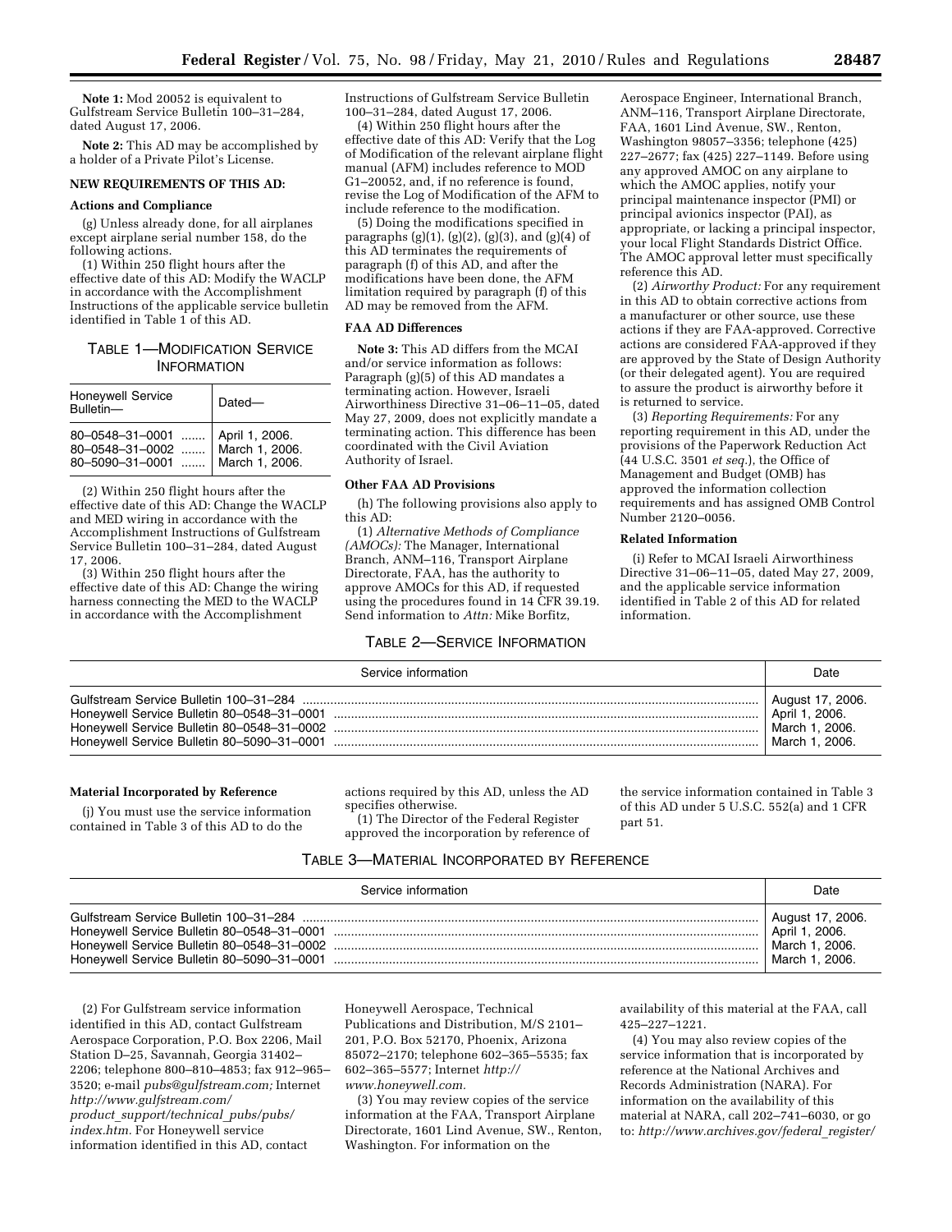**Note 1:** Mod 20052 is equivalent to Gulfstream Service Bulletin 100–31–284, dated August 17, 2006.

**Note 2:** This AD may be accomplished by a holder of a Private Pilot's License.

**NEW REQUIREMENTS OF THIS AD:**

**Actions and Compliance**

(g) Unless already done, for all airplanes except airplane serial number 158, do the following actions.

(1) Within 250 flight hours after the effective date of this AD: Modify the WACLP in accordance with the Accomplishment Instructions of the applicable service bulletin identified in Table 1 of this AD.

TABLE 1—MODIFICATION SERVICE INFORMATION

| Honeywell Service Bulletin— | Dated— |
|---|---|
| 80–0548–31–0001 ....... | April 1, 2006. |
| 80–0548–31–0002 ....... | March 1, 2006. |
| 80–5090–31–0001 ....... | March 1, 2006. |

(2) Within 250 flight hours after the effective date of this AD: Change the WACLP and MED wiring in accordance with the Accomplishment Instructions of Gulfstream Service Bulletin 100–31–284, dated August 17, 2006.

(3) Within 250 flight hours after the effective date of this AD: Change the wiring harness connecting the MED to the WACLP in accordance with the Accomplishment Instructions of Gulfstream Service Bulletin 100–31–284, dated August 17, 2006.

(4) Within 250 flight hours after the effective date of this AD: Verify that the Log of Modification of the relevant airplane flight manual (AFM) includes reference to MOD G1–20052, and, if no reference is found, revise the Log of Modification of the AFM to include reference to the modification.

(5) Doing the modifications specified in paragraphs (g)(1), (g)(2), (g)(3), and (g)(4) of this AD terminates the requirements of paragraph (f) of this AD, and after the modifications have been done, the AFM limitation required by paragraph (f) of this AD may be removed from the AFM.

**FAA AD Differences**

**Note 3:** This AD differs from the MCAI and/or service information as follows: Paragraph (g)(5) of this AD mandates a terminating action. However, Israeli Airworthiness Directive 31–06–11–05, dated May 27, 2009, does not explicitly mandate a terminating action. This difference has been coordinated with the Civil Aviation Authority of Israel.

**Other FAA AD Provisions**

(h) The following provisions also apply to this AD:

(1) *Alternative Methods of Compliance (AMOCs):* The Manager, International Branch, ANM–116, Transport Airplane Directorate, FAA, has the authority to approve AMOCs for this AD, if requested using the procedures found in 14 CFR 39.19. Send information to *Attn:* Mike Borfitz, Aerospace Engineer, International Branch, ANM–116, Transport Airplane Directorate, FAA, 1601 Lind Avenue, SW., Renton, Washington 98057–3356; telephone (425) 227–2677; fax (425) 227–1149. Before using any approved AMOC on any airplane to which the AMOC applies, notify your principal maintenance inspector (PMI) or principal avionics inspector (PAI), as appropriate, or lacking a principal inspector, your local Flight Standards District Office. The AMOC approval letter must specifically reference this AD.

(2) *Airworthy Product:* For any requirement in this AD to obtain corrective actions from a manufacturer or other source, use these actions if they are FAA-approved. Corrective actions are considered FAA-approved if they are approved by the State of Design Authority (or their delegated agent). You are required to assure the product is airworthy before it is returned to service.

(3) *Reporting Requirements:* For any reporting requirement in this AD, under the provisions of the Paperwork Reduction Act (44 U.S.C. 3501 *et seq.*), the Office of Management and Budget (OMB) has approved the information collection requirements and has assigned OMB Control Number 2120–0056.

**Related Information**

(i) Refer to MCAI Israeli Airworthiness Directive 31–06–11–05, dated May 27, 2009, and the applicable service information identified in Table 2 of this AD for related information.

TABLE 2—SERVICE INFORMATION

| Service information | Date |
|---|---|
| Gulfstream Service Bulletin 100–31–284 ........ | August 17, 2006. |
| Honeywell Service Bulletin 80–0548–31–0001 ........ | April 1, 2006. |
| Honeywell Service Bulletin 80–0548–31–0002 ........ | March 1, 2006. |
| Honeywell Service Bulletin 80–5090–31–0001 ........ | March 1, 2006. |

**Material Incorporated by Reference**

(j) You must use the service information contained in Table 3 of this AD to do the actions required by this AD, unless the AD specifies otherwise.

(1) The Director of the Federal Register approved the incorporation by reference of the service information contained in Table 3 of this AD under 5 U.S.C. 552(a) and 1 CFR part 51.

TABLE 3—MATERIAL INCORPORATED BY REFERENCE

| Service information | Date |
|---|---|
| Gulfstream Service Bulletin 100–31–284 ........ | August 17, 2006. |
| Honeywell Service Bulletin 80–0548–31–0001 ........ | April 1, 2006. |
| Honeywell Service Bulletin 80–0548–31–0002 ........ | March 1, 2006. |
| Honeywell Service Bulletin 80–5090–31–0001 ........ | March 1, 2006. |

(2) For Gulfstream service information identified in this AD, contact Gulfstream Aerospace Corporation, P.O. Box 2206, Mail Station D–25, Savannah, Georgia 31402–2206; telephone 800–810–4853; fax 912–965–3520; e-mail *pubs@gulfstream.com;* Internet *http://www.gulfstream.com/product_support/technical_pubs/pubs/index.htm.* For Honeywell service information identified in this AD, contact Honeywell Aerospace, Technical Publications and Distribution, M/S 2101–201, P.O. Box 52170, Phoenix, Arizona 85072–2170; telephone 602–365–5535; fax 602–365–5577; Internet *http://www.honeywell.com.*

(3) You may review copies of the service information at the FAA, Transport Airplane Directorate, 1601 Lind Avenue, SW., Renton, Washington. For information on the availability of this material at the FAA, call 425–227–1221.

(4) You may also review copies of the service information that is incorporated by reference at the National Archives and Records Administration (NARA). For information on the availability of this material at NARA, call 202–741–6030, or go to: *http://www.archives.gov/federal_register/*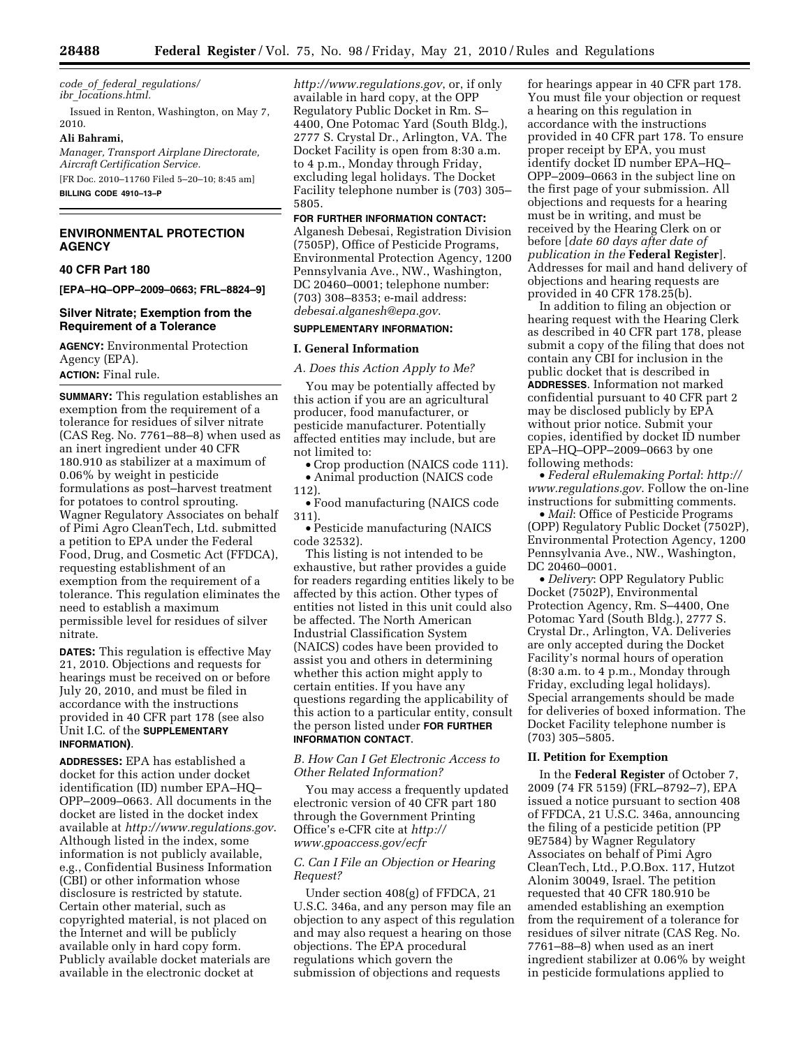*code_of_federal_regulations/ ibr_locations.html.*

Issued in Renton, Washington, on May 7, 2010.

**Ali Bahrami,**

*Manager, Transport Airplane Directorate, Aircraft Certification Service.*

[FR Doc. 2010–11760 Filed 5–20–10; 8:45 am]

**BILLING CODE 4910–13–P**

## ENVIRONMENTAL PROTECTION AGENCY

### 40 CFR Part 180

**[EPA–HQ–OPP–2009–0663; FRL–8824–9]**

### Silver Nitrate; Exemption from the Requirement of a Tolerance

**AGENCY:** Environmental Protection Agency (EPA).

**ACTION:** Final rule.

**SUMMARY:** This regulation establishes an exemption from the requirement of a tolerance for residues of silver nitrate (CAS Reg. No. 7761–88–8) when used as an inert ingredient under 40 CFR 180.910 as stabilizer at a maximum of 0.06% by weight in pesticide formulations as post–harvest treatment for potatoes to control sprouting. Wagner Regulatory Associates on behalf of Pimi Agro CleanTech, Ltd. submitted a petition to EPA under the Federal Food, Drug, and Cosmetic Act (FFDCA), requesting establishment of an exemption from the requirement of a tolerance. This regulation eliminates the need to establish a maximum permissible level for residues of silver nitrate.

**DATES:** This regulation is effective May 21, 2010. Objections and requests for hearings must be received on or before July 20, 2010, and must be filed in accordance with the instructions provided in 40 CFR part 178 (see also Unit I.C. of the **SUPPLEMENTARY INFORMATION)**.

**ADDRESSES:** EPA has established a docket for this action under docket identification (ID) number EPA–HQ–OPP–2009–0663. All documents in the docket are listed in the docket index available at *http://www.regulations.gov*. Although listed in the index, some information is not publicly available, e.g., Confidential Business Information (CBI) or other information whose disclosure is restricted by statute. Certain other material, such as copyrighted material, is not placed on the Internet and will be publicly available only in hard copy form. Publicly available docket materials are available in the electronic docket at *http://www.regulations.gov*, or, if only available in hard copy, at the OPP Regulatory Public Docket in Rm. S–4400, One Potomac Yard (South Bldg.), 2777 S. Crystal Dr., Arlington, VA. The Docket Facility is open from 8:30 a.m. to 4 p.m., Monday through Friday, excluding legal holidays. The Docket Facility telephone number is (703) 305–5805.

**FOR FURTHER INFORMATION CONTACT:** Alganesh Debesai, Registration Division (7505P), Office of Pesticide Programs, Environmental Protection Agency, 1200 Pennsylvania Ave., NW., Washington, DC 20460–0001; telephone number: (703) 308–8353; e-mail address: *debesai.alganesh@epa.gov*.

**SUPPLEMENTARY INFORMATION:**

#### I. General Information

*A. Does this Action Apply to Me?*

You may be potentially affected by this action if you are an agricultural producer, food manufacturer, or pesticide manufacturer. Potentially affected entities may include, but are not limited to:

- Crop production (NAICS code 111).
- Animal production (NAICS code 112).
- Food manufacturing (NAICS code 311).
- Pesticide manufacturing (NAICS code 32532).

This listing is not intended to be exhaustive, but rather provides a guide for readers regarding entities likely to be affected by this action. Other types of entities not listed in this unit could also be affected. The North American Industrial Classification System (NAICS) codes have been provided to assist you and others in determining whether this action might apply to certain entities. If you have any questions regarding the applicability of this action to a particular entity, consult the person listed under **FOR FURTHER INFORMATION CONTACT**.

*B. How Can I Get Electronic Access to Other Related Information?*

You may access a frequently updated electronic version of 40 CFR part 180 through the Government Printing Office's e-CFR cite at *http://www.gpoaccess.gov/ecfr*

*C. Can I File an Objection or Hearing Request?*

Under section 408(g) of FFDCA, 21 U.S.C. 346a, and any person may file an objection to any aspect of this regulation and may also request a hearing on those objections. The EPA procedural regulations which govern the submission of objections and requests for hearings appear in 40 CFR part 178. You must file your objection or request a hearing on this regulation in accordance with the instructions provided in 40 CFR part 178. To ensure proper receipt by EPA, you must identify docket ID number EPA–HQ–OPP–2009–0663 in the subject line on the first page of your submission. All objections and requests for a hearing must be in writing, and must be received by the Hearing Clerk on or before [*date 60 days after date of publication in the* **Federal Register**]. Addresses for mail and hand delivery of objections and hearing requests are provided in 40 CFR 178.25(b).

In addition to filing an objection or hearing request with the Hearing Clerk as described in 40 CFR part 178, please submit a copy of the filing that does not contain any CBI for inclusion in the public docket that is described in **ADDRESSES**. Information not marked confidential pursuant to 40 CFR part 2 may be disclosed publicly by EPA without prior notice. Submit your copies, identified by docket ID number EPA–HQ–OPP–2009–0663 by one following methods:

- *Federal eRulemaking Portal*: *http://www.regulations.gov*. Follow the on-line instructions for submitting comments.
- *Mail*: Office of Pesticide Programs (OPP) Regulatory Public Docket (7502P), Environmental Protection Agency, 1200 Pennsylvania Ave., NW., Washington, DC 20460–0001.
- *Delivery*: OPP Regulatory Public Docket (7502P), Environmental Protection Agency, Rm. S–4400, One Potomac Yard (South Bldg.), 2777 S. Crystal Dr., Arlington, VA. Deliveries are only accepted during the Docket Facility's normal hours of operation (8:30 a.m. to 4 p.m., Monday through Friday, excluding legal holidays). Special arrangements should be made for deliveries of boxed information. The Docket Facility telephone number is (703) 305–5805.

#### II. Petition for Exemption

In the **Federal Register** of October 7, 2009 (74 FR 5159) (FRL–8792–7), EPA issued a notice pursuant to section 408 of FFDCA, 21 U.S.C. 346a, announcing the filing of a pesticide petition (PP 9E7584) by Wagner Regulatory Associates on behalf of Pimi Agro CleanTech, Ltd., P.O.Box. 117, Hutzot Alonim 30049, Israel. The petition requested that 40 CFR 180.910 be amended establishing an exemption from the requirement of a tolerance for residues of silver nitrate (CAS Reg. No. 7761–88–8) when used as an inert ingredient stabilizer at 0.06% by weight in pesticide formulations applied to